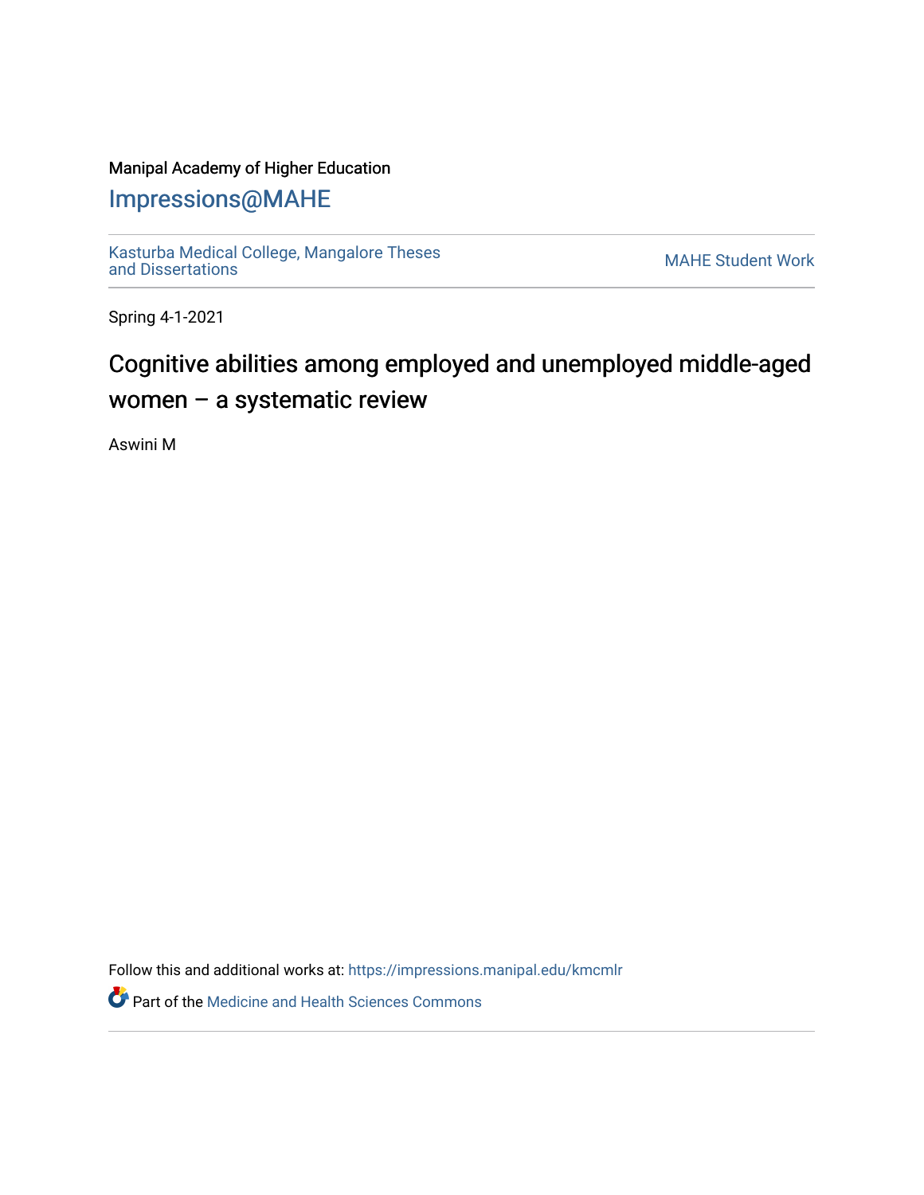Manipal Academy of Higher Education

# Impressions@MAHE

Kasturba Medical College, Mangalore Theses and Dissertations

MAHE Student Work

Spring 4-1-2021

## Cognitive abilities among employed and unemployed middle-aged women – a systematic review

Aswini M

Follow this and additional works at: https://impressions.manipal.edu/kmcmlr

Part of the Medicine and Health Sciences Commons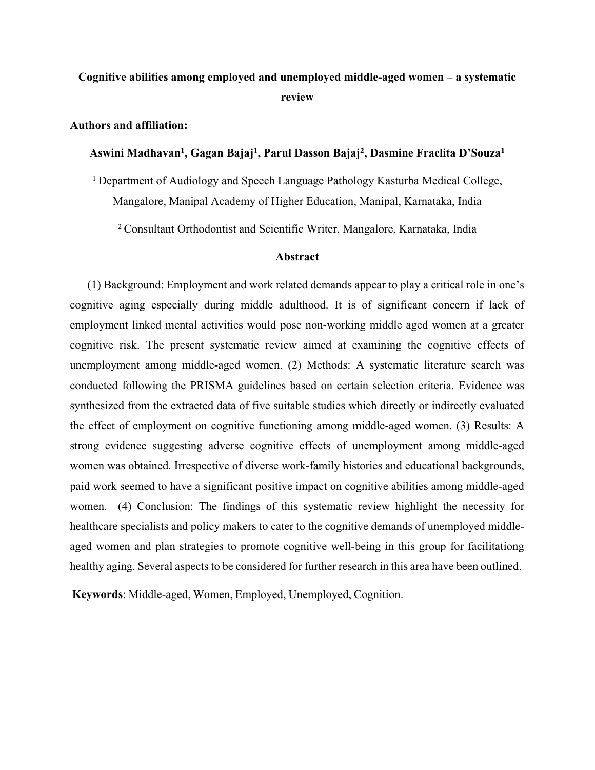# Cognitive abilities among employed and unemployed middle-aged women – a systematic review

**Authors and affiliation:**

**Aswini Madhavan[1], Gagan Bajaj[1], Parul Dasson Bajaj[2], Dasmine Fraclita D'Souza[1]**

[1] Department of Audiology and Speech Language Pathology Kasturba Medical College, Mangalore, Manipal Academy of Higher Education, Manipal, Karnataka, India

[2] Consultant Orthodontist and Scientific Writer, Mangalore, Karnataka, India

## Abstract

(1) Background: Employment and work related demands appear to play a critical role in one's cognitive aging especially during middle adulthood. It is of significant concern if lack of employment linked mental activities would pose non-working middle aged women at a greater cognitive risk. The present systematic review aimed at examining the cognitive effects of unemployment among middle-aged women. (2) Methods: A systematic literature search was conducted following the PRISMA guidelines based on certain selection criteria. Evidence was synthesized from the extracted data of five suitable studies which directly or indirectly evaluated the effect of employment on cognitive functioning among middle-aged women. (3) Results: A strong evidence suggesting adverse cognitive effects of unemployment among middle-aged women was obtained. Irrespective of diverse work-family histories and educational backgrounds, paid work seemed to have a significant positive impact on cognitive abilities among middle-aged women. (4) Conclusion: The findings of this systematic review highlight the necessity for healthcare specialists and policy makers to cater to the cognitive demands of unemployed middle-aged women and plan strategies to promote cognitive well-being in this group for facilitationg healthy aging. Several aspects to be considered for further research in this area have been outlined.

**Keywords**: Middle-aged, Women, Employed, Unemployed, Cognition.